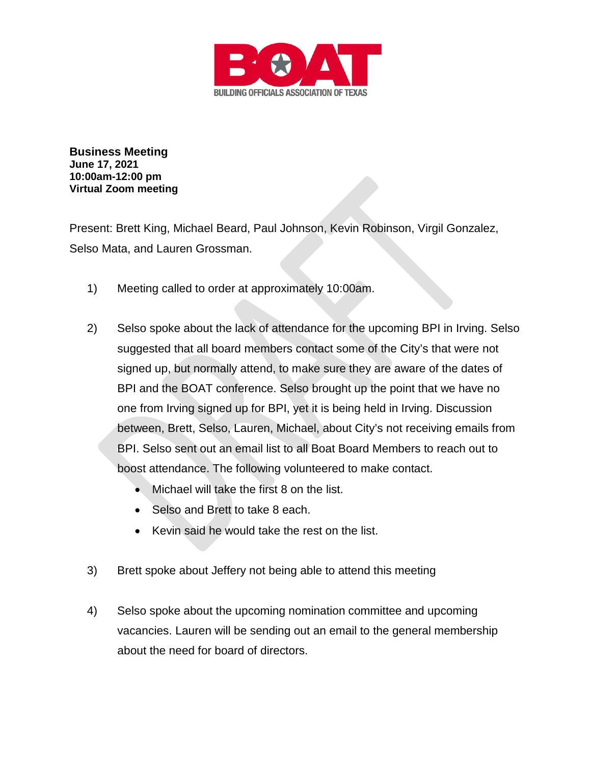BOAT

BUILDING OFFICIALS ASSOCIATION OF TEXAS

**Business Meeting**
**June 17, 2021**
**10:00am-12:00 pm**
**Virtual Zoom meeting**

Present: Brett King, Michael Beard, Paul Johnson, Kevin Robinson, Virgil Gonzalez, Selso Mata, and Lauren Grossman.

1) Meeting called to order at approximately 10:00am.

2) Selso spoke about the lack of attendance for the upcoming BPI in Irving. Selso suggested that all board members contact some of the City's that were not signed up, but normally attend, to make sure they are aware of the dates of BPI and the BOAT conference. Selso brought up the point that we have no one from Irving signed up for BPI, yet it is being held in Irving. Discussion between, Brett, Selso, Lauren, Michael, about City's not receiving emails from BPI. Selso sent out an email list to all Boat Board Members to reach out to boost attendance. The following volunteered to make contact.
   - Michael will take the first 8 on the list.
   - Selso and Brett to take 8 each.
   - Kevin said he would take the rest on the list.

3) Brett spoke about Jeffery not being able to attend this meeting

4) Selso spoke about the upcoming nomination committee and upcoming vacancies. Lauren will be sending out an email to the general membership about the need for board of directors.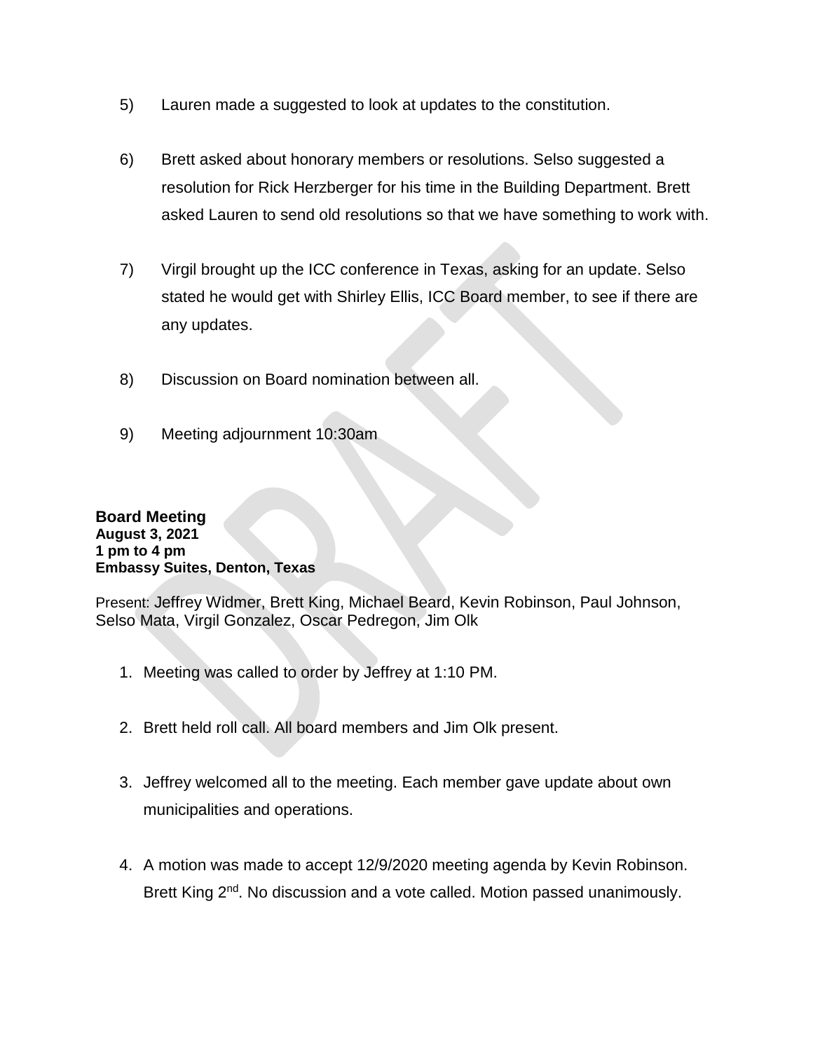5) Lauren made a suggested to look at updates to the constitution.

6) Brett asked about honorary members or resolutions. Selso suggested a resolution for Rick Herzberger for his time in the Building Department. Brett asked Lauren to send old resolutions so that we have something to work with.

7) Virgil brought up the ICC conference in Texas, asking for an update. Selso stated he would get with Shirley Ellis, ICC Board member, to see if there are any updates.

8) Discussion on Board nomination between all.

9) Meeting adjournment 10:30am

**Board Meeting**
**August 3, 2021**
**1 pm to 4 pm**
**Embassy Suites, Denton, Texas**

Present: Jeffrey Widmer, Brett King, Michael Beard, Kevin Robinson, Paul Johnson, Selso Mata, Virgil Gonzalez, Oscar Pedregon, Jim Olk

1. Meeting was called to order by Jeffrey at 1:10 PM.

2. Brett held roll call. All board members and Jim Olk present.

3. Jeffrey welcomed all to the meeting. Each member gave update about own municipalities and operations.

4. A motion was made to accept 12/9/2020 meeting agenda by Kevin Robinson. Brett King 2nd. No discussion and a vote called. Motion passed unanimously.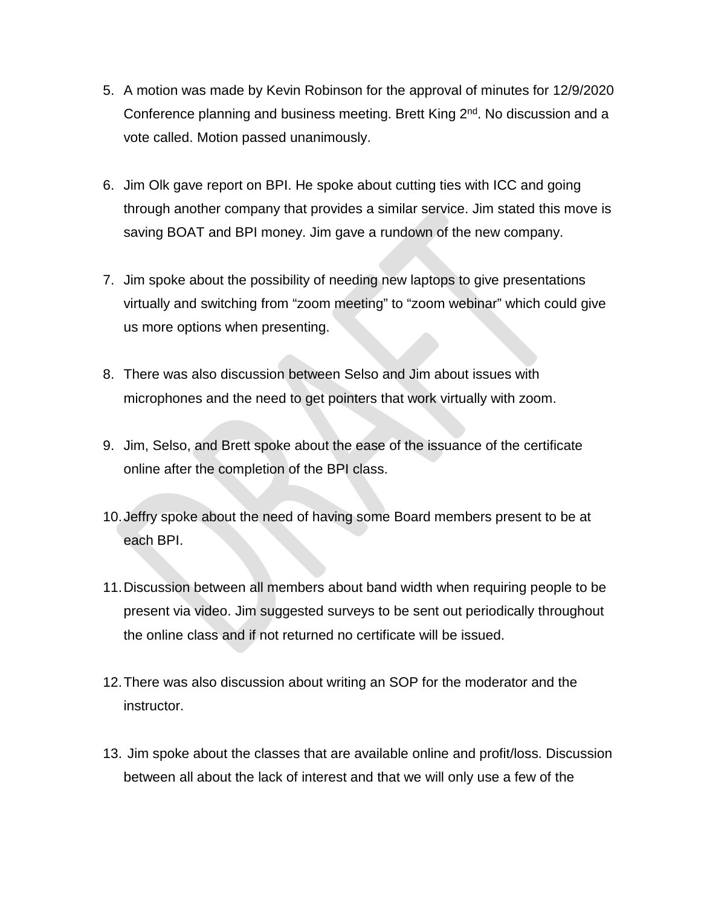5. A motion was made by Kevin Robinson for the approval of minutes for 12/9/2020 Conference planning and business meeting. Brett King 2nd. No discussion and a vote called. Motion passed unanimously.

6. Jim Olk gave report on BPI. He spoke about cutting ties with ICC and going through another company that provides a similar service. Jim stated this move is saving BOAT and BPI money. Jim gave a rundown of the new company.

7. Jim spoke about the possibility of needing new laptops to give presentations virtually and switching from “zoom meeting” to “zoom webinar” which could give us more options when presenting.

8. There was also discussion between Selso and Jim about issues with microphones and the need to get pointers that work virtually with zoom.

9. Jim, Selso, and Brett spoke about the ease of the issuance of the certificate online after the completion of the BPI class.

10. Jeffry spoke about the need of having some Board members present to be at each BPI.

11. Discussion between all members about band width when requiring people to be present via video. Jim suggested surveys to be sent out periodically throughout the online class and if not returned no certificate will be issued.

12. There was also discussion about writing an SOP for the moderator and the instructor.

13. Jim spoke about the classes that are available online and profit/loss. Discussion between all about the lack of interest and that we will only use a few of the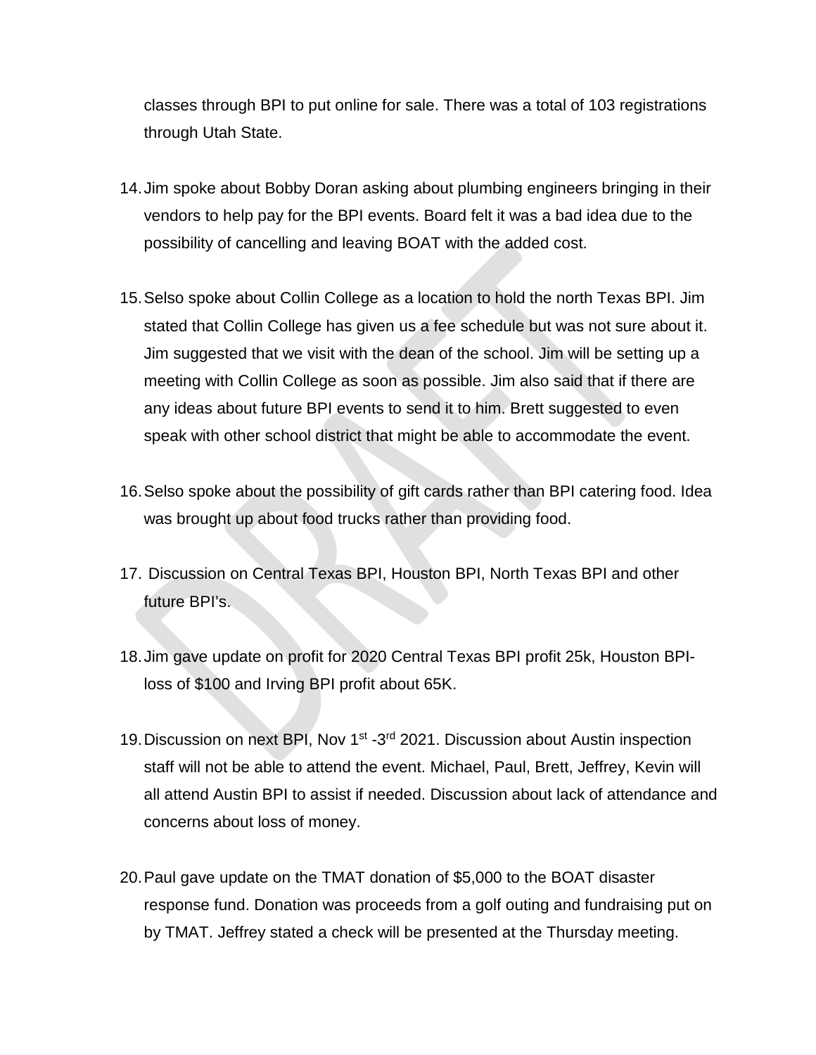classes through BPI to put online for sale. There was a total of 103 registrations through Utah State.

14. Jim spoke about Bobby Doran asking about plumbing engineers bringing in their vendors to help pay for the BPI events. Board felt it was a bad idea due to the possibility of cancelling and leaving BOAT with the added cost.

15. Selso spoke about Collin College as a location to hold the north Texas BPI. Jim stated that Collin College has given us a fee schedule but was not sure about it. Jim suggested that we visit with the dean of the school. Jim will be setting up a meeting with Collin College as soon as possible. Jim also said that if there are any ideas about future BPI events to send it to him. Brett suggested to even speak with other school district that might be able to accommodate the event.

16. Selso spoke about the possibility of gift cards rather than BPI catering food. Idea was brought up about food trucks rather than providing food.

17. Discussion on Central Texas BPI, Houston BPI, North Texas BPI and other future BPI's.

18. Jim gave update on profit for 2020 Central Texas BPI profit 25k, Houston BPI-loss of $100 and Irving BPI profit about 65K.

19. Discussion on next BPI, Nov 1st -3rd 2021. Discussion about Austin inspection staff will not be able to attend the event. Michael, Paul, Brett, Jeffrey, Kevin will all attend Austin BPI to assist if needed. Discussion about lack of attendance and concerns about loss of money.

20. Paul gave update on the TMAT donation of $5,000 to the BOAT disaster response fund. Donation was proceeds from a golf outing and fundraising put on by TMAT. Jeffrey stated a check will be presented at the Thursday meeting.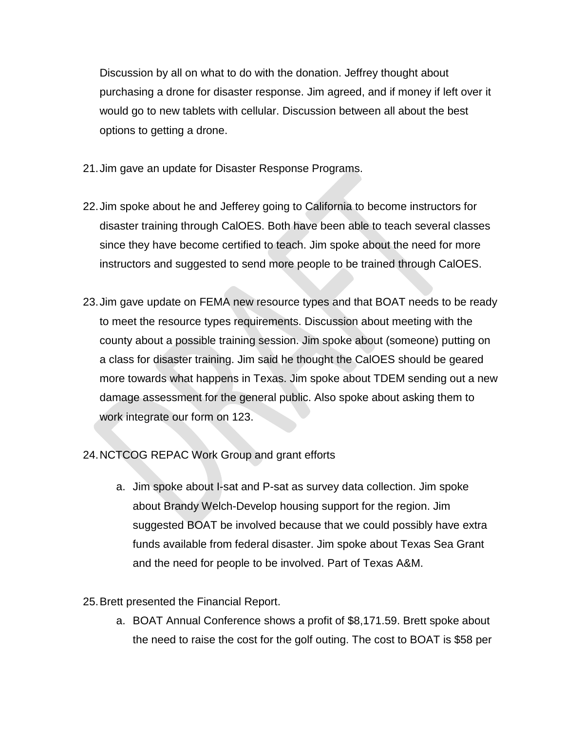Discussion by all on what to do with the donation. Jeffrey thought about purchasing a drone for disaster response. Jim agreed, and if money if left over it would go to new tablets with cellular. Discussion between all about the best options to getting a drone.

21. Jim gave an update for Disaster Response Programs.

22. Jim spoke about he and Jefferey going to California to become instructors for disaster training through CalOES. Both have been able to teach several classes since they have become certified to teach. Jim spoke about the need for more instructors and suggested to send more people to be trained through CalOES.

23. Jim gave update on FEMA new resource types and that BOAT needs to be ready to meet the resource types requirements. Discussion about meeting with the county about a possible training session. Jim spoke about (someone) putting on a class for disaster training. Jim said he thought the CalOES should be geared more towards what happens in Texas. Jim spoke about TDEM sending out a new damage assessment for the general public. Also spoke about asking them to work integrate our form on 123.

24. NCTCOG REPAC Work Group and grant efforts

    a. Jim spoke about I-sat and P-sat as survey data collection. Jim spoke about Brandy Welch-Develop housing support for the region. Jim suggested BOAT be involved because that we could possibly have extra funds available from federal disaster. Jim spoke about Texas Sea Grant and the need for people to be involved. Part of Texas A&M.

25. Brett presented the Financial Report.

    a. BOAT Annual Conference shows a profit of $8,171.59. Brett spoke about the need to raise the cost for the golf outing. The cost to BOAT is $58 per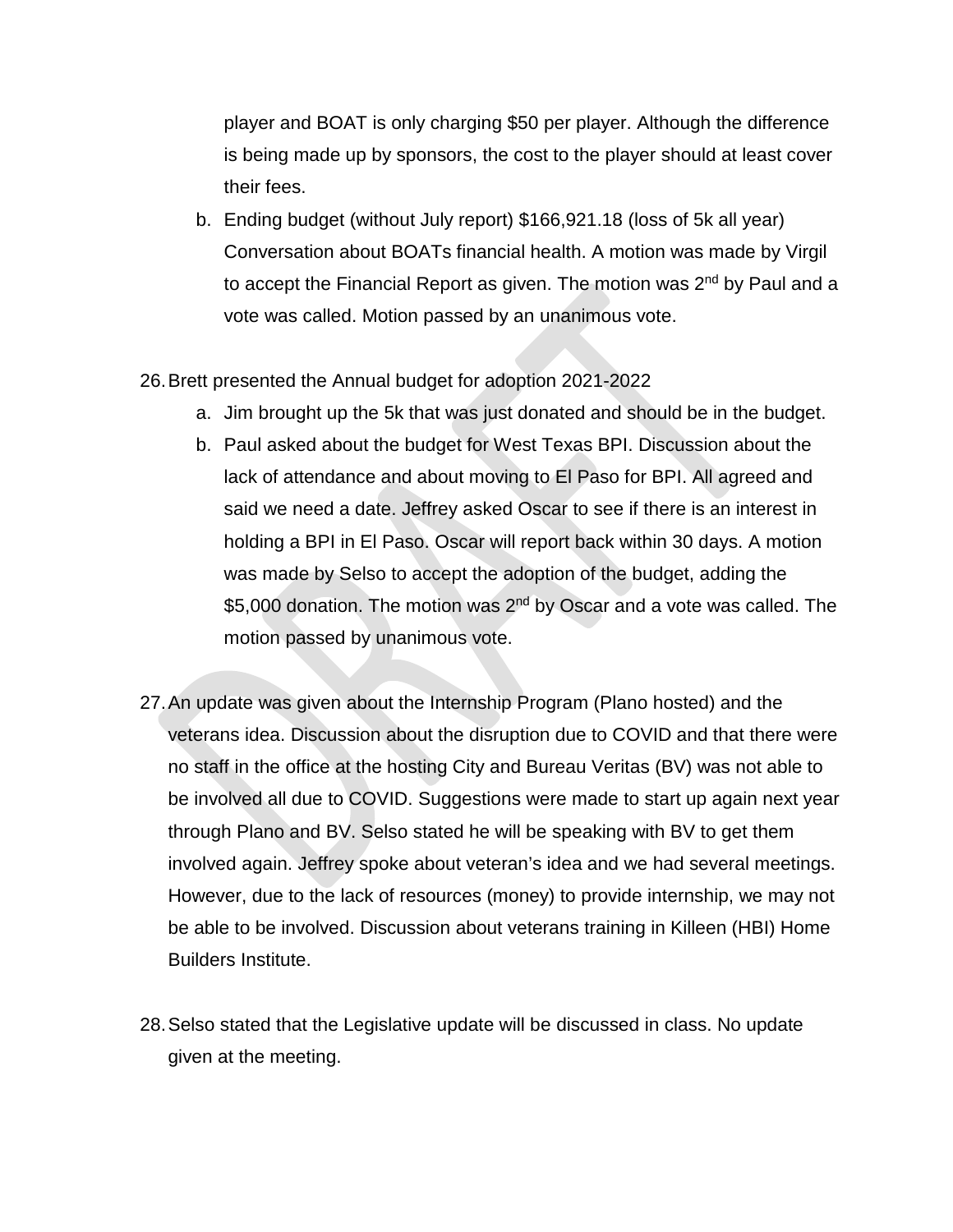player and BOAT is only charging $50 per player. Although the difference is being made up by sponsors, the cost to the player should at least cover their fees.

   b. Ending budget (without July report) $166,921.18 (loss of 5k all year) Conversation about BOATs financial health. A motion was made by Virgil to accept the Financial Report as given. The motion was 2nd by Paul and a vote was called. Motion passed by an unanimous vote.

26. Brett presented the Annual budget for adoption 2021-2022
   a. Jim brought up the 5k that was just donated and should be in the budget.
   b. Paul asked about the budget for West Texas BPI. Discussion about the lack of attendance and about moving to El Paso for BPI. All agreed and said we need a date. Jeffrey asked Oscar to see if there is an interest in holding a BPI in El Paso. Oscar will report back within 30 days. A motion was made by Selso to accept the adoption of the budget, adding the $5,000 donation. The motion was 2nd by Oscar and a vote was called. The motion passed by unanimous vote.

27. An update was given about the Internship Program (Plano hosted) and the veterans idea. Discussion about the disruption due to COVID and that there were no staff in the office at the hosting City and Bureau Veritas (BV) was not able to be involved all due to COVID. Suggestions were made to start up again next year through Plano and BV. Selso stated he will be speaking with BV to get them involved again. Jeffrey spoke about veteran's idea and we had several meetings. However, due to the lack of resources (money) to provide internship, we may not be able to be involved. Discussion about veterans training in Killeen (HBI) Home Builders Institute.

28. Selso stated that the Legislative update will be discussed in class. No update given at the meeting.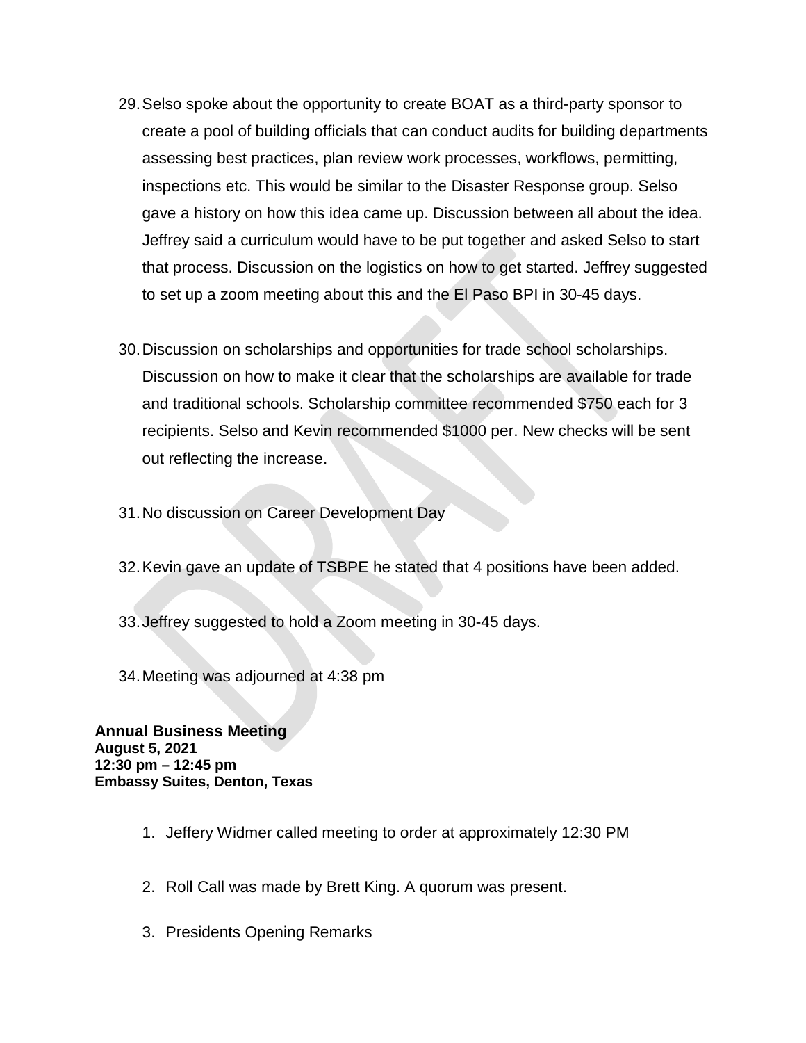29. Selso spoke about the opportunity to create BOAT as a third-party sponsor to create a pool of building officials that can conduct audits for building departments assessing best practices, plan review work processes, workflows, permitting, inspections etc. This would be similar to the Disaster Response group. Selso gave a history on how this idea came up. Discussion between all about the idea. Jeffrey said a curriculum would have to be put together and asked Selso to start that process. Discussion on the logistics on how to get started. Jeffrey suggested to set up a zoom meeting about this and the El Paso BPI in 30-45 days.

30. Discussion on scholarships and opportunities for trade school scholarships. Discussion on how to make it clear that the scholarships are available for trade and traditional schools. Scholarship committee recommended $750 each for 3 recipients. Selso and Kevin recommended $1000 per. New checks will be sent out reflecting the increase.

31. No discussion on Career Development Day

32. Kevin gave an update of TSBPE he stated that 4 positions have been added.

33. Jeffrey suggested to hold a Zoom meeting in 30-45 days.

34. Meeting was adjourned at 4:38 pm

**Annual Business Meeting**
**August 5, 2021**
**12:30 pm – 12:45 pm**
**Embassy Suites, Denton, Texas**

1. Jeffery Widmer called meeting to order at approximately 12:30 PM

2. Roll Call was made by Brett King. A quorum was present.

3. Presidents Opening Remarks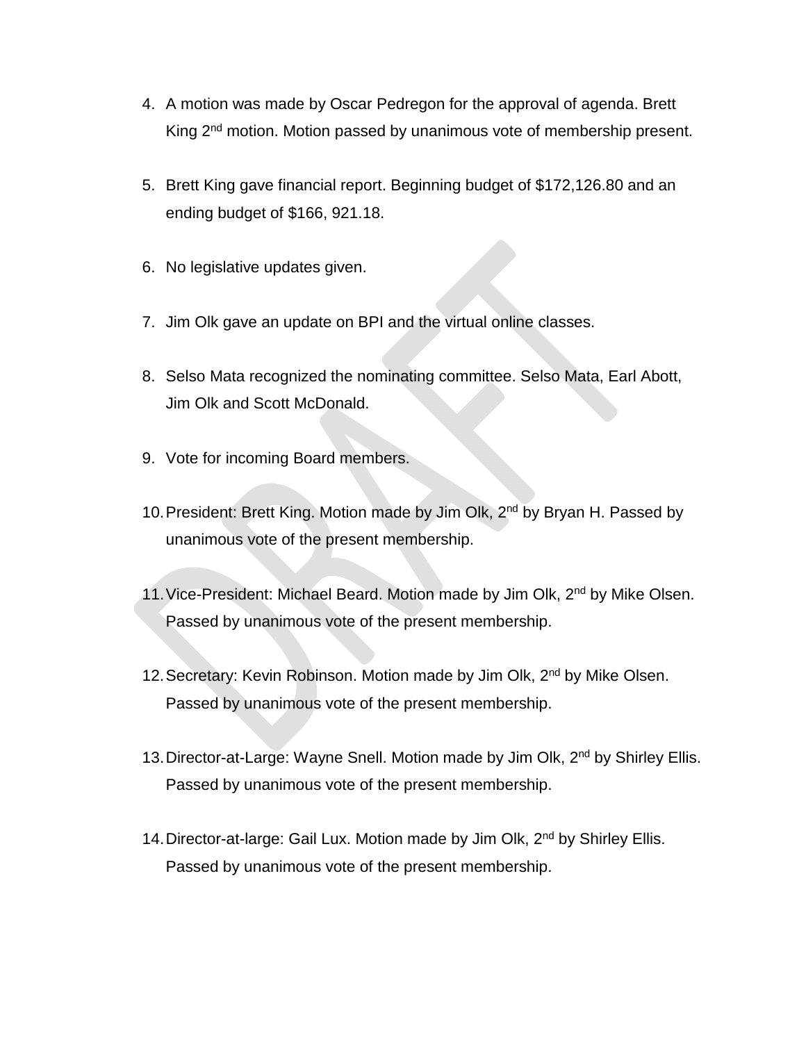4. A motion was made by Oscar Pedregon for the approval of agenda. Brett King 2nd motion. Motion passed by unanimous vote of membership present.

5. Brett King gave financial report. Beginning budget of $172,126.80 and an ending budget of $166, 921.18.

6. No legislative updates given.

7. Jim Olk gave an update on BPI and the virtual online classes.

8. Selso Mata recognized the nominating committee. Selso Mata, Earl Abott, Jim Olk and Scott McDonald.

9. Vote for incoming Board members.

10. President: Brett King. Motion made by Jim Olk, 2nd by Bryan H. Passed by unanimous vote of the present membership.

11. Vice-President: Michael Beard. Motion made by Jim Olk, 2nd by Mike Olsen. Passed by unanimous vote of the present membership.

12. Secretary: Kevin Robinson. Motion made by Jim Olk, 2nd by Mike Olsen. Passed by unanimous vote of the present membership.

13. Director-at-Large: Wayne Snell. Motion made by Jim Olk, 2nd by Shirley Ellis. Passed by unanimous vote of the present membership.

14. Director-at-large: Gail Lux. Motion made by Jim Olk, 2nd by Shirley Ellis. Passed by unanimous vote of the present membership.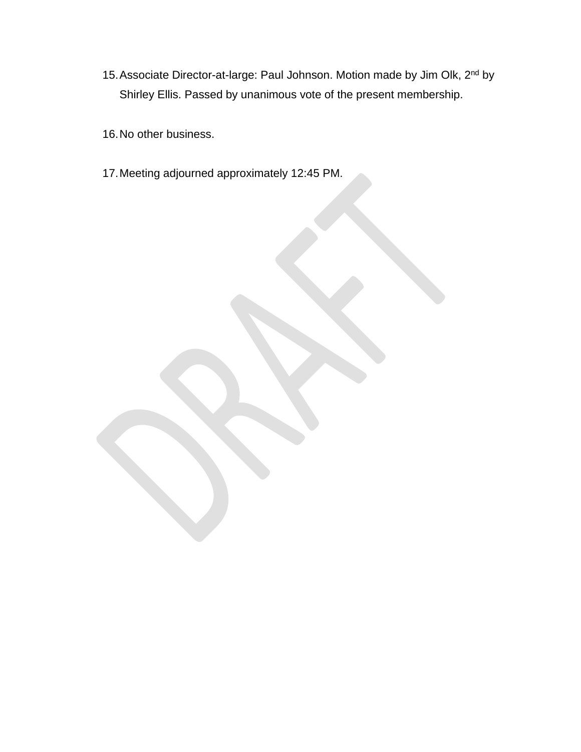15. Associate Director-at-large: Paul Johnson. Motion made by Jim Olk, 2nd by Shirley Ellis. Passed by unanimous vote of the present membership.

16. No other business.

17. Meeting adjourned approximately 12:45 PM.